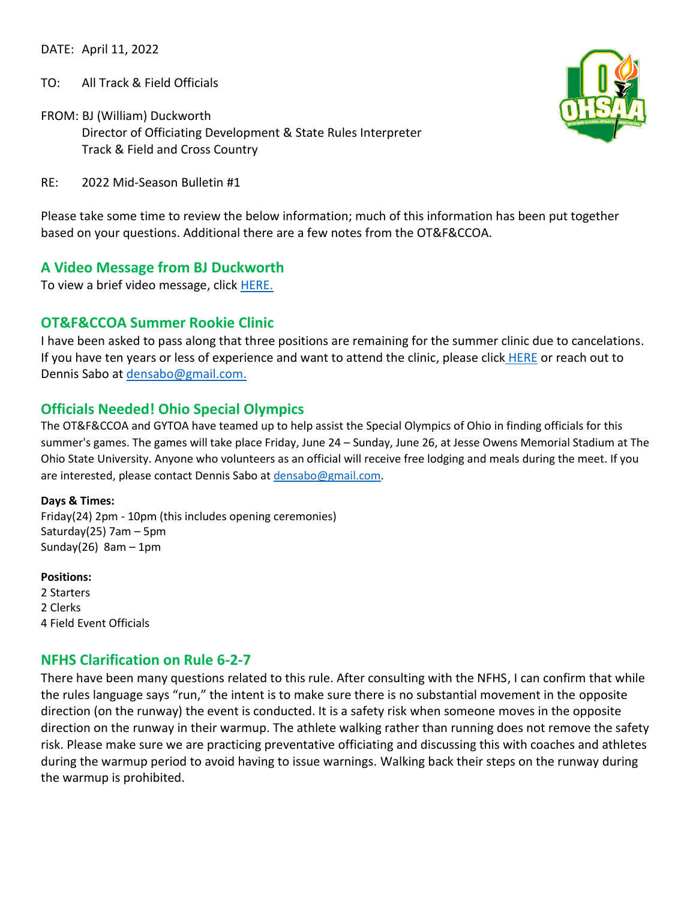DATE: April 11, 2022

TO: All Track & Field Officials

FROM: BJ (William) Duckworth
Director of Officiating Development & State Rules Interpreter
Track & Field and Cross Country

RE: 2022 Mid-Season Bulletin #1

Please take some time to review the below information; much of this information has been put together based on your questions. Additional there are a few notes from the OT&F&CCOA.

## A Video Message from BJ Duckworth

To view a brief video message, click HERE.

## OT&F&CCOA Summer Rookie Clinic

I have been asked to pass along that three positions are remaining for the summer clinic due to cancelations. If you have ten years or less of experience and want to attend the clinic, please click HERE or reach out to Dennis Sabo at densabo@gmail.com.

## Officials Needed! Ohio Special Olympics

The OT&F&CCOA and GYTOA have teamed up to help assist the Special Olympics of Ohio in finding officials for this summer's games. The games will take place Friday, June 24 – Sunday, June 26, at Jesse Owens Memorial Stadium at The Ohio State University. Anyone who volunteers as an official will receive free lodging and meals during the meet. If you are interested, please contact Dennis Sabo at densabo@gmail.com.

**Days & Times:**

Friday(24) 2pm - 10pm (this includes opening ceremonies)
Saturday(25) 7am – 5pm
Sunday(26) 8am – 1pm

**Positions:**

2 Starters
2 Clerks
4 Field Event Officials

## NFHS Clarification on Rule 6-2-7

There have been many questions related to this rule. After consulting with the NFHS, I can confirm that while the rules language says "run," the intent is to make sure there is no substantial movement in the opposite direction (on the runway) the event is conducted. It is a safety risk when someone moves in the opposite direction on the runway in their warmup. The athlete walking rather than running does not remove the safety risk. Please make sure we are practicing preventative officiating and discussing this with coaches and athletes during the warmup period to avoid having to issue warnings. Walking back their steps on the runway during the warmup is prohibited.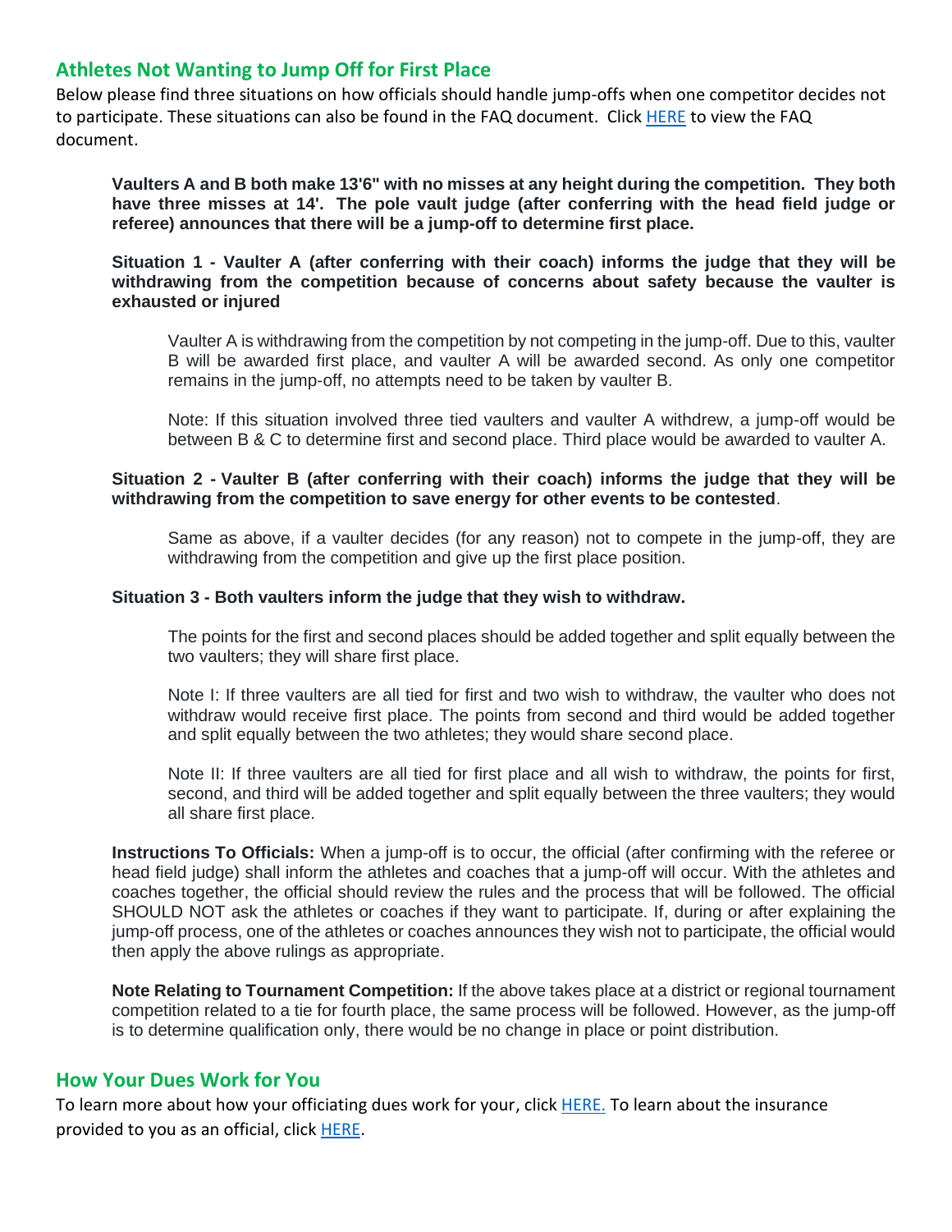## Athletes Not Wanting to Jump Off for First Place

Below please find three situations on how officials should handle jump-offs when one competitor decides not to participate. These situations can also be found in the FAQ document. Click HERE to view the FAQ document.

**Vaulters A and B both make 13'6" with no misses at any height during the competition. They both have three misses at 14'. The pole vault judge (after conferring with the head field judge or referee) announces that there will be a jump-off to determine first place.**

**Situation 1 - Vaulter A (after conferring with their coach) informs the judge that they will be withdrawing from the competition because of concerns about safety because the vaulter is exhausted or injured**

Vaulter A is withdrawing from the competition by not competing in the jump-off. Due to this, vaulter B will be awarded first place, and vaulter A will be awarded second. As only one competitor remains in the jump-off, no attempts need to be taken by vaulter B.

Note: If this situation involved three tied vaulters and vaulter A withdrew, a jump-off would be between B & C to determine first and second place. Third place would be awarded to vaulter A.

**Situation 2 - Vaulter B (after conferring with their coach) informs the judge that they will be withdrawing from the competition to save energy for other events to be contested**.

Same as above, if a vaulter decides (for any reason) not to compete in the jump-off, they are withdrawing from the competition and give up the first place position.

**Situation 3 - Both vaulters inform the judge that they wish to withdraw.**

The points for the first and second places should be added together and split equally between the two vaulters; they will share first place.

Note I: If three vaulters are all tied for first and two wish to withdraw, the vaulter who does not withdraw would receive first place. The points from second and third would be added together and split equally between the two athletes; they would share second place.

Note II: If three vaulters are all tied for first place and all wish to withdraw, the points for first, second, and third will be added together and split equally between the three vaulters; they would all share first place.

**Instructions To Officials:** When a jump-off is to occur, the official (after confirming with the referee or head field judge) shall inform the athletes and coaches that a jump-off will occur. With the athletes and coaches together, the official should review the rules and the process that will be followed. The official SHOULD NOT ask the athletes or coaches if they want to participate. If, during or after explaining the jump-off process, one of the athletes or coaches announces they wish not to participate, the official would then apply the above rulings as appropriate.

**Note Relating to Tournament Competition:** If the above takes place at a district or regional tournament competition related to a tie for fourth place, the same process will be followed. However, as the jump-off is to determine qualification only, there would be no change in place or point distribution.

## How Your Dues Work for You

To learn more about how your officiating dues work for your, click HERE. To learn about the insurance provided to you as an official, click HERE.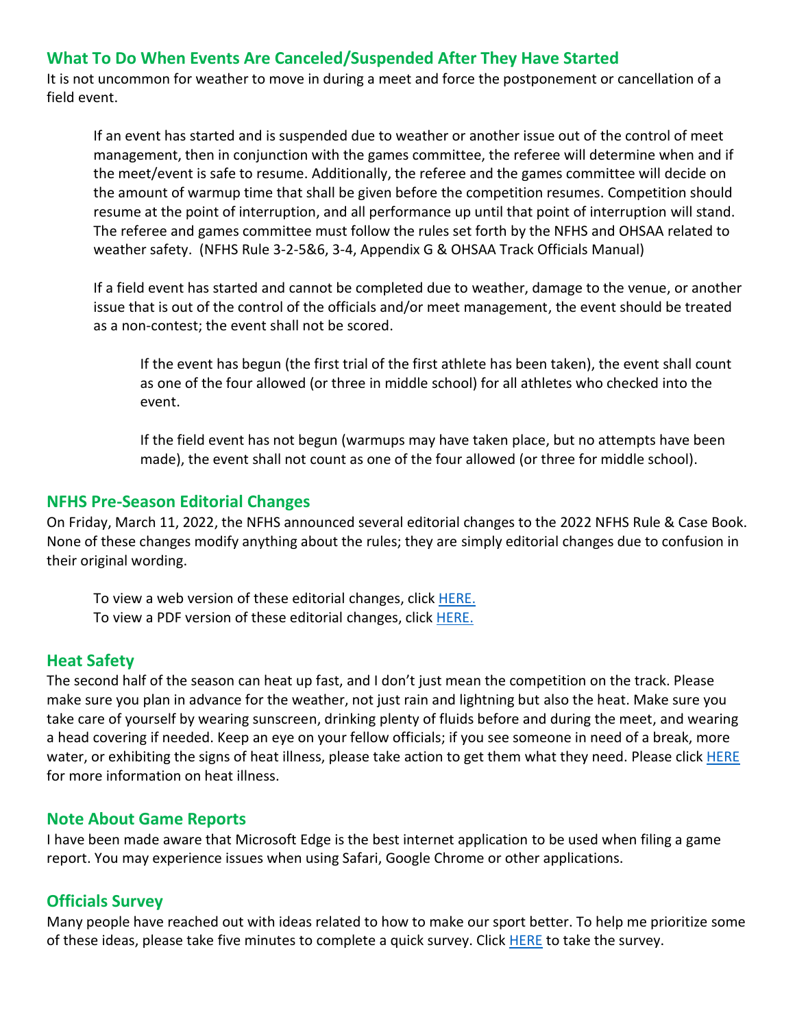## What To Do When Events Are Canceled/Suspended After They Have Started

It is not uncommon for weather to move in during a meet and force the postponement or cancellation of a field event.

> If an event has started and is suspended due to weather or another issue out of the control of meet management, then in conjunction with the games committee, the referee will determine when and if the meet/event is safe to resume. Additionally, the referee and the games committee will decide on the amount of warmup time that shall be given before the competition resumes. Competition should resume at the point of interruption, and all performance up until that point of interruption will stand. The referee and games committee must follow the rules set forth by the NFHS and OHSAA related to weather safety. (NFHS Rule 3-2-5&6, 3-4, Appendix G & OHSAA Track Officials Manual)
>
> If a field event has started and cannot be completed due to weather, damage to the venue, or another issue that is out of the control of the officials and/or meet management, the event should be treated as a non-contest; the event shall not be scored.
>
> > If the event has begun (the first trial of the first athlete has been taken), the event shall count as one of the four allowed (or three in middle school) for all athletes who checked into the event.
> >
> > If the field event has not begun (warmups may have taken place, but no attempts have been made), the event shall not count as one of the four allowed (or three for middle school).

## NFHS Pre-Season Editorial Changes

On Friday, March 11, 2022, the NFHS announced several editorial changes to the 2022 NFHS Rule & Case Book. None of these changes modify anything about the rules; they are simply editorial changes due to confusion in their original wording.

> To view a web version of these editorial changes, click HERE.
> To view a PDF version of these editorial changes, click HERE.

## Heat Safety

The second half of the season can heat up fast, and I don't just mean the competition on the track. Please make sure you plan in advance for the weather, not just rain and lightning but also the heat. Make sure you take care of yourself by wearing sunscreen, drinking plenty of fluids before and during the meet, and wearing a head covering if needed. Keep an eye on your fellow officials; if you see someone in need of a break, more water, or exhibiting the signs of heat illness, please take action to get them what they need. Please click HERE for more information on heat illness.

## Note About Game Reports

I have been made aware that Microsoft Edge is the best internet application to be used when filing a game report. You may experience issues when using Safari, Google Chrome or other applications.

## Officials Survey

Many people have reached out with ideas related to how to make our sport better. To help me prioritize some of these ideas, please take five minutes to complete a quick survey. Click HERE to take the survey.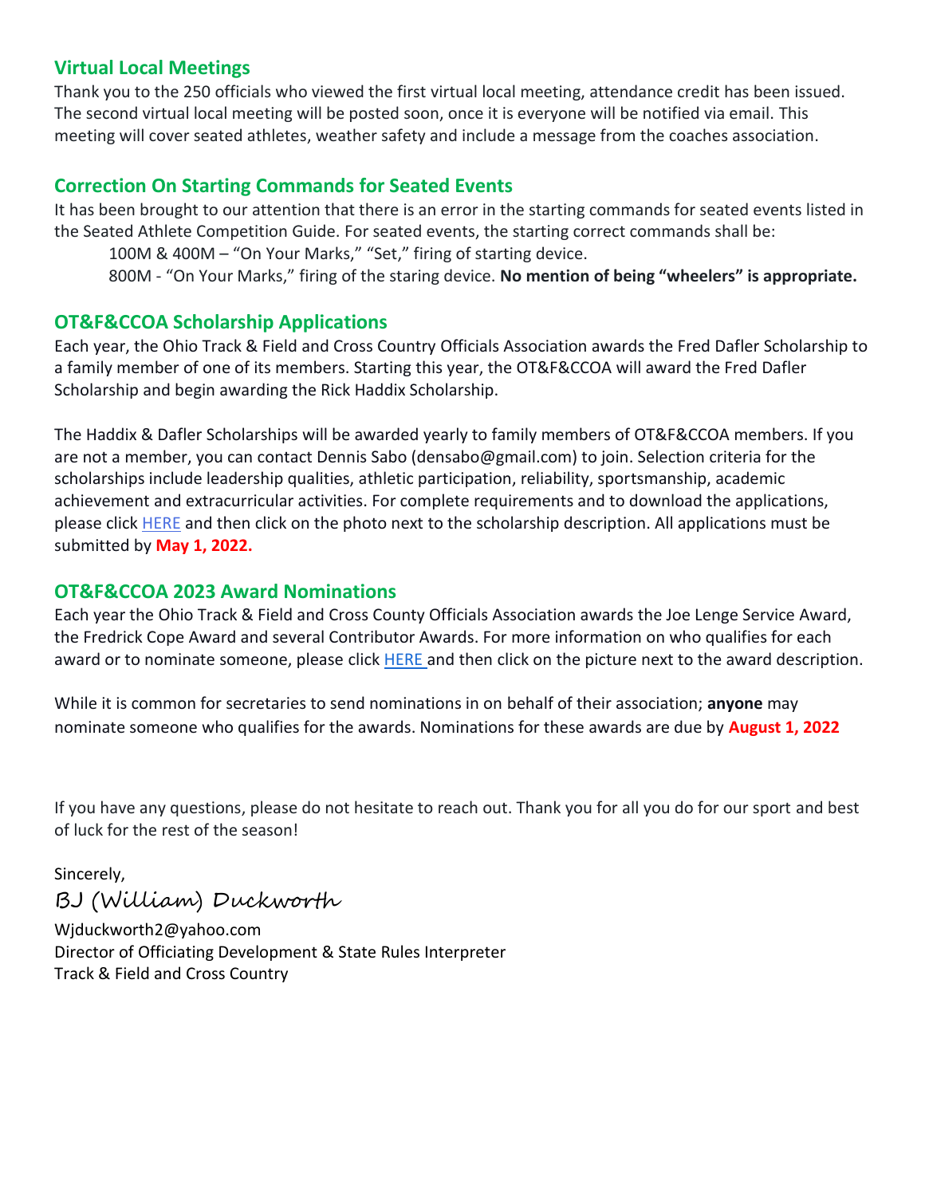## Virtual Local Meetings

Thank you to the 250 officials who viewed the first virtual local meeting, attendance credit has been issued. The second virtual local meeting will be posted soon, once it is everyone will be notified via email. This meeting will cover seated athletes, weather safety and include a message from the coaches association.

## Correction On Starting Commands for Seated Events

It has been brought to our attention that there is an error in the starting commands for seated events listed in the Seated Athlete Competition Guide. For seated events, the starting correct commands shall be:

100M & 400M – "On Your Marks," "Set," firing of starting device.

800M - "On Your Marks," firing of the staring device. **No mention of being "wheelers" is appropriate.**

## OT&F&CCOA Scholarship Applications

Each year, the Ohio Track & Field and Cross Country Officials Association awards the Fred Dafler Scholarship to a family member of one of its members. Starting this year, the OT&F&CCOA will award the Fred Dafler Scholarship and begin awarding the Rick Haddix Scholarship.

The Haddix & Dafler Scholarships will be awarded yearly to family members of OT&F&CCOA members. If you are not a member, you can contact Dennis Sabo (densabo@gmail.com) to join. Selection criteria for the scholarships include leadership qualities, athletic participation, reliability, sportsmanship, academic achievement and extracurricular activities. For complete requirements and to download the applications, please click HERE and then click on the photo next to the scholarship description. All applications must be submitted by **May 1, 2022.**

## OT&F&CCOA 2023 Award Nominations

Each year the Ohio Track & Field and Cross County Officials Association awards the Joe Lenge Service Award, the Fredrick Cope Award and several Contributor Awards. For more information on who qualifies for each award or to nominate someone, please click HERE and then click on the picture next to the award description.

While it is common for secretaries to send nominations in on behalf of their association; **anyone** may nominate someone who qualifies for the awards. Nominations for these awards are due by **August 1, 2022**

If you have any questions, please do not hesitate to reach out. Thank you for all you do for our sport and best of luck for the rest of the season!

Sincerely,

BJ (William) Duckworth

Wjduckworth2@yahoo.com
Director of Officiating Development & State Rules Interpreter
Track & Field and Cross Country